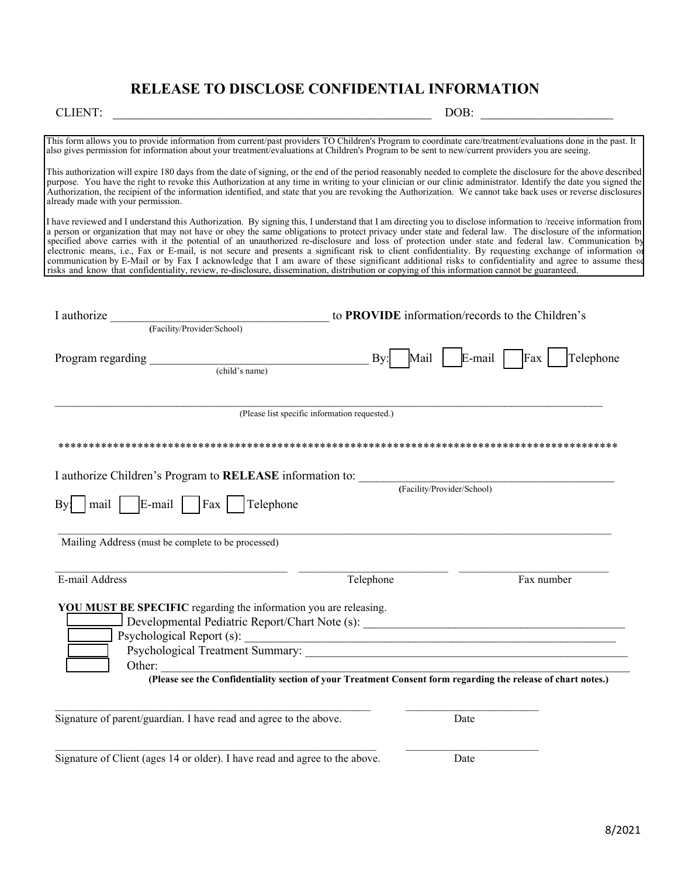# RELEASE TO DISCLOSE CONFIDENTIAL INFORMATION

CLIENT: ______________________________________________________ DOB: ______________________

This form allows you to provide information from current/past providers TO Children's Program to coordinate care/treatment/evaluations done in the past. It also gives permission for information about your treatment/evaluations at Children's Program to be sent to new/current providers you are seeing.

This authorization will expire 180 days from the date of signing, or the end of the period reasonably needed to complete the disclosure for the above described purpose. You have the right to revoke this Authorization at any time in writing to your clinician or our clinic administrator. Identify the date you signed the Authorization, the recipient of the information identified, and state that you are revoking the Authorization. We cannot take back uses or reverse disclosures already made with your permission.

I have reviewed and I understand this Authorization. By signing this, I understand that I am directing you to disclose information to /receive information from a person or organization that may not have or obey the same obligations to protect privacy under state and federal law. The disclosure of the information specified above carries with it the potential of an unauthorized re-disclosure and loss of protection under state and federal law. Communication by electronic means, i.e., Fax or E-mail, is not secure and presents a significant risk to client confidentiality. By requesting exchange of information or communication by E-Mail or by Fax I acknowledge that I am aware of these significant additional risks to confidentiality and agree to assume these risks and know that confidentiality, review, re-disclosure, dissemination, distribution or copying of this information cannot be guaranteed.

I authorize _____________________________________ to **PROVIDE** information/records to the Children's
(Facility/Provider/School)

Program regarding ___________________________________ By: ☐ Mail ☐ E-mail ☐ Fax ☐ Telephone
(child's name)

_____________________________________________________________________________________________
(Please list specific information requested.)

*********************************************************************************************

I authorize Children's Program to **RELEASE** information to: ____________________________________________
(Facility/Provider/School)

By: ☐ mail ☐ E-mail ☐ Fax ☐ Telephone

_____________________________________________________________________________________________
Mailing Address (must be complete to be processed)

________________________________________ _________________________ _________________________
E-mail Address Telephone Fax number

**YOU MUST BE SPECIFIC** regarding the information you are releasing.

☐ Developmental Pediatric Report/Chart Note (s): ____________________________________________

☐ Psychological Report (s): _______________________________________________________________

☐ Psychological Treatment Summary: _______________________________________________________

☐ Other: _______________________________________________________________________________

**(Please see the Confidentiality section of your Treatment Consent form regarding the release of chart notes.)**

______________________________________________________ ________________________
Signature of parent/guardian. I have read and agree to the above. Date

______________________________________________________ ________________________
Signature of Client (ages 14 or older). I have read and agree to the above. Date

8/2021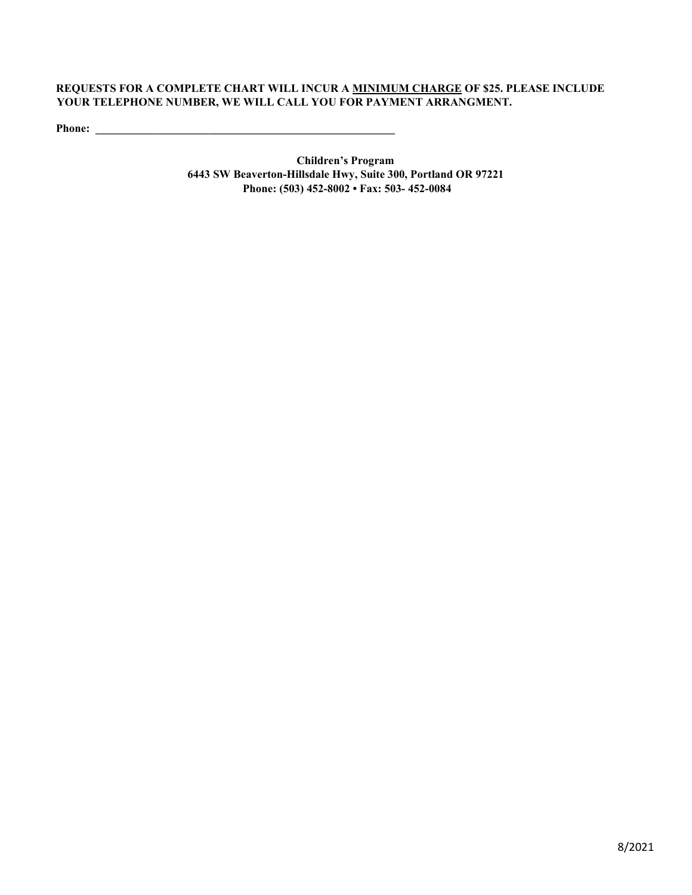**REQUESTS FOR A COMPLETE CHART WILL INCUR A MINIMUM CHARGE OF $25. PLEASE INCLUDE YOUR TELEPHONE NUMBER, WE WILL CALL YOU FOR PAYMENT ARRANGMENT.**

**Phone: ________________________________________________________**

**Children's Program**
**6443 SW Beaverton-Hillsdale Hwy, Suite 300, Portland OR 97221**
**Phone: (503) 452-8002 • Fax: 503- 452-0084**

8/2021